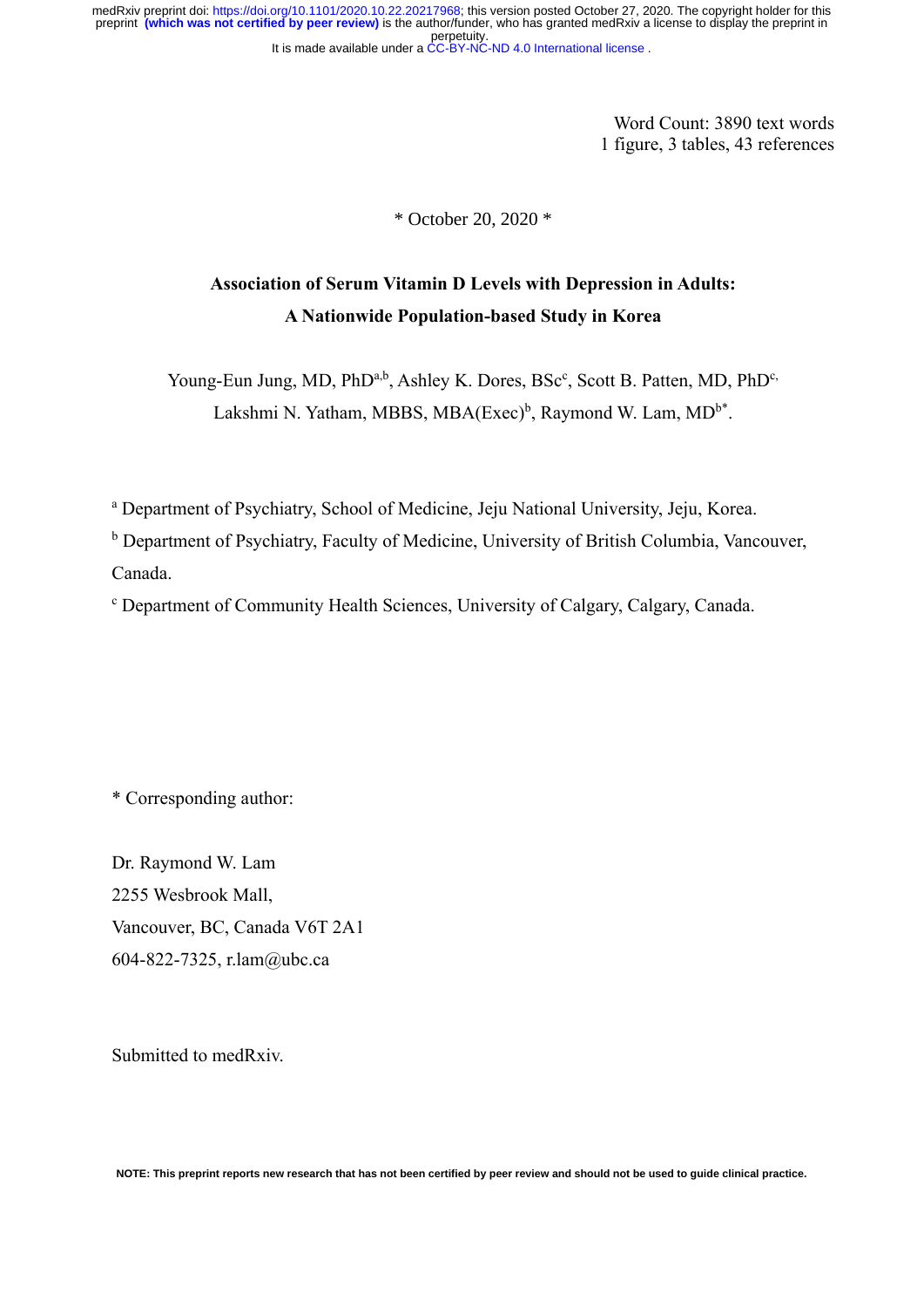Word Count: 3890 text words
1 figure, 3 tables, 43 references

\* October 20, 2020 \*

# Association of Serum Vitamin D Levels with Depression in Adults: A Nationwide Population-based Study in Korea

Young-Eun Jung, MD, PhD[a,b], Ashley K. Dores, BSc[c], Scott B. Patten, MD, PhD[c], Lakshmi N. Yatham, MBBS, MBA(Exec)[b], Raymond W. Lam, MD[b*].

[a] Department of Psychiatry, School of Medicine, Jeju National University, Jeju, Korea.

[b] Department of Psychiatry, Faculty of Medicine, University of British Columbia, Vancouver, Canada.

[c] Department of Community Health Sciences, University of Calgary, Calgary, Canada.

\* Corresponding author:

Dr. Raymond W. Lam
2255 Wesbrook Mall,
Vancouver, BC, Canada V6T 2A1
604-822-7325, r.lam@ubc.ca

Submitted to medRxiv.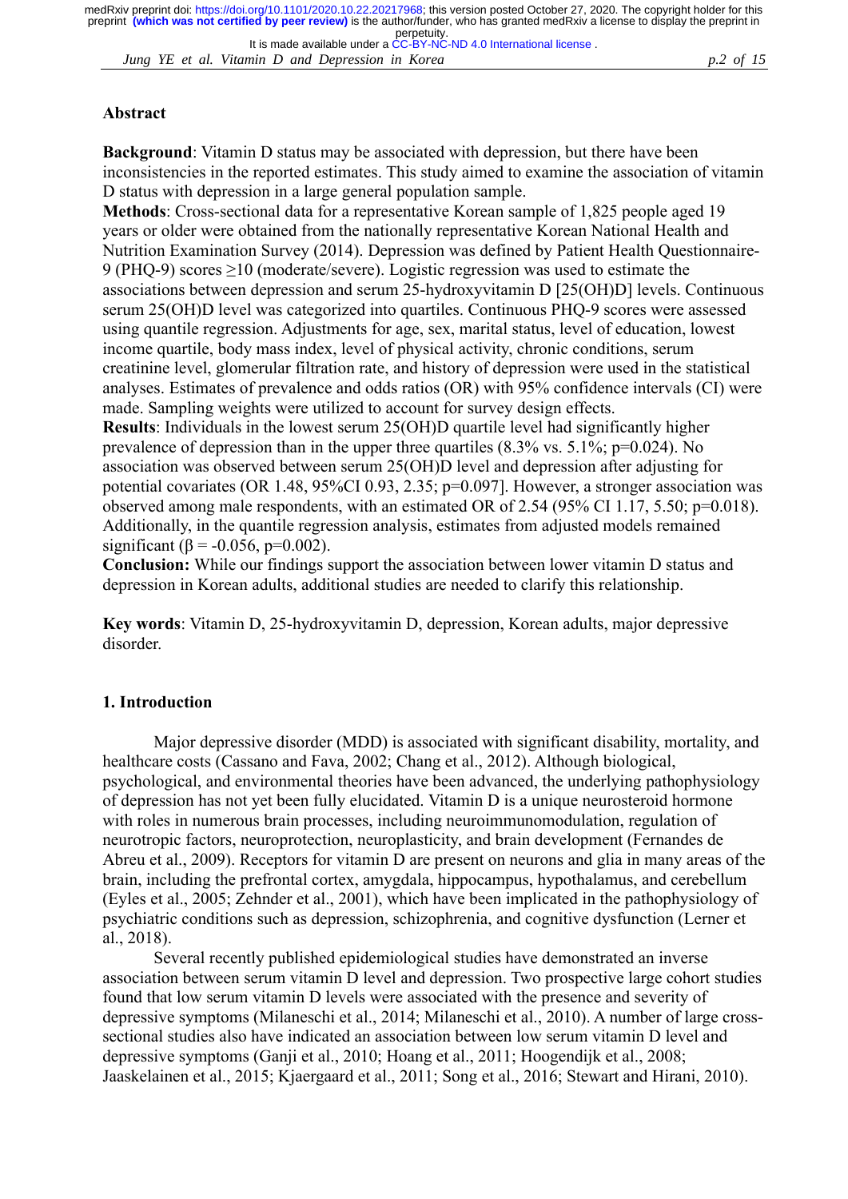## Abstract

**Background**: Vitamin D status may be associated with depression, but there have been inconsistencies in the reported estimates. This study aimed to examine the association of vitamin D status with depression in a large general population sample.

**Methods**: Cross-sectional data for a representative Korean sample of 1,825 people aged 19 years or older were obtained from the nationally representative Korean National Health and Nutrition Examination Survey (2014). Depression was defined by Patient Health Questionnaire-9 (PHQ-9) scores ≥10 (moderate/severe). Logistic regression was used to estimate the associations between depression and serum 25-hydroxyvitamin D [25(OH)D] levels. Continuous serum 25(OH)D level was categorized into quartiles. Continuous PHQ-9 scores were assessed using quantile regression. Adjustments for age, sex, marital status, level of education, lowest income quartile, body mass index, level of physical activity, chronic conditions, serum creatinine level, glomerular filtration rate, and history of depression were used in the statistical analyses. Estimates of prevalence and odds ratios (OR) with 95% confidence intervals (CI) were made. Sampling weights were utilized to account for survey design effects.

**Results**: Individuals in the lowest serum 25(OH)D quartile level had significantly higher prevalence of depression than in the upper three quartiles (8.3% vs. 5.1%; p=0.024). No association was observed between serum 25(OH)D level and depression after adjusting for potential covariates (OR 1.48, 95%CI 0.93, 2.35; p=0.097]. However, a stronger association was observed among male respondents, with an estimated OR of 2.54 (95% CI 1.17, 5.50; p=0.018). Additionally, in the quantile regression analysis, estimates from adjusted models remained significant ($\beta = -0.056$, p=0.002).

**Conclusion:** While our findings support the association between lower vitamin D status and depression in Korean adults, additional studies are needed to clarify this relationship.

**Key words**: Vitamin D, 25-hydroxyvitamin D, depression, Korean adults, major depressive disorder.

## 1. Introduction

Major depressive disorder (MDD) is associated with significant disability, mortality, and healthcare costs (Cassano and Fava, 2002; Chang et al., 2012). Although biological, psychological, and environmental theories have been advanced, the underlying pathophysiology of depression has not yet been fully elucidated. Vitamin D is a unique neurosteroid hormone with roles in numerous brain processes, including neuroimmunomodulation, regulation of neurotropic factors, neuroprotection, neuroplasticity, and brain development (Fernandes de Abreu et al., 2009). Receptors for vitamin D are present on neurons and glia in many areas of the brain, including the prefrontal cortex, amygdala, hippocampus, hypothalamus, and cerebellum (Eyles et al., 2005; Zehnder et al., 2001), which have been implicated in the pathophysiology of psychiatric conditions such as depression, schizophrenia, and cognitive dysfunction (Lerner et al., 2018).

Several recently published epidemiological studies have demonstrated an inverse association between serum vitamin D level and depression. Two prospective large cohort studies found that low serum vitamin D levels were associated with the presence and severity of depressive symptoms (Milaneschi et al., 2014; Milaneschi et al., 2010). A number of large cross-sectional studies also have indicated an association between low serum vitamin D level and depressive symptoms (Ganji et al., 2010; Hoang et al., 2011; Hoogendijk et al., 2008; Jaaskelainen et al., 2015; Kjaergaard et al., 2011; Song et al., 2016; Stewart and Hirani, 2010).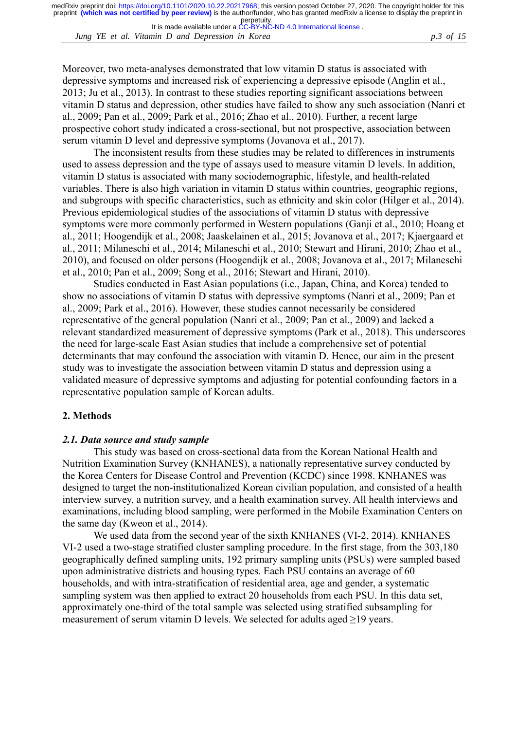Moreover, two meta-analyses demonstrated that low vitamin D status is associated with depressive symptoms and increased risk of experiencing a depressive episode (Anglin et al., 2013; Ju et al., 2013). In contrast to these studies reporting significant associations between vitamin D status and depression, other studies have failed to show any such association (Nanri et al., 2009; Pan et al., 2009; Park et al., 2016; Zhao et al., 2010). Further, a recent large prospective cohort study indicated a cross-sectional, but not prospective, association between serum vitamin D level and depressive symptoms (Jovanova et al., 2017).

The inconsistent results from these studies may be related to differences in instruments used to assess depression and the type of assays used to measure vitamin D levels. In addition, vitamin D status is associated with many sociodemographic, lifestyle, and health-related variables. There is also high variation in vitamin D status within countries, geographic regions, and subgroups with specific characteristics, such as ethnicity and skin color (Hilger et al., 2014). Previous epidemiological studies of the associations of vitamin D status with depressive symptoms were more commonly performed in Western populations (Ganji et al., 2010; Hoang et al., 2011; Hoogendijk et al., 2008; Jaaskelainen et al., 2015; Jovanova et al., 2017; Kjaergaard et al., 2011; Milaneschi et al., 2014; Milaneschi et al., 2010; Stewart and Hirani, 2010; Zhao et al., 2010), and focused on older persons (Hoogendijk et al., 2008; Jovanova et al., 2017; Milaneschi et al., 2010; Pan et al., 2009; Song et al., 2016; Stewart and Hirani, 2010).

Studies conducted in East Asian populations (i.e., Japan, China, and Korea) tended to show no associations of vitamin D status with depressive symptoms (Nanri et al., 2009; Pan et al., 2009; Park et al., 2016). However, these studies cannot necessarily be considered representative of the general population (Nanri et al., 2009; Pan et al., 2009) and lacked a relevant standardized measurement of depressive symptoms (Park et al., 2018). This underscores the need for large-scale East Asian studies that include a comprehensive set of potential determinants that may confound the association with vitamin D. Hence, our aim in the present study was to investigate the association between vitamin D status and depression using a validated measure of depressive symptoms and adjusting for potential confounding factors in a representative population sample of Korean adults.

## 2. Methods

### *2.1. Data source and study sample*

This study was based on cross-sectional data from the Korean National Health and Nutrition Examination Survey (KNHANES), a nationally representative survey conducted by the Korea Centers for Disease Control and Prevention (KCDC) since 1998. KNHANES was designed to target the non-institutionalized Korean civilian population, and consisted of a health interview survey, a nutrition survey, and a health examination survey. All health interviews and examinations, including blood sampling, were performed in the Mobile Examination Centers on the same day (Kweon et al., 2014).

We used data from the second year of the sixth KNHANES (VI-2, 2014). KNHANES VI-2 used a two-stage stratified cluster sampling procedure. In the first stage, from the 303,180 geographically defined sampling units, 192 primary sampling units (PSUs) were sampled based upon administrative districts and housing types. Each PSU contains an average of 60 households, and with intra-stratification of residential area, age and gender, a systematic sampling system was then applied to extract 20 households from each PSU. In this data set, approximately one-third of the total sample was selected using stratified subsampling for measurement of serum vitamin D levels. We selected for adults aged ≥19 years.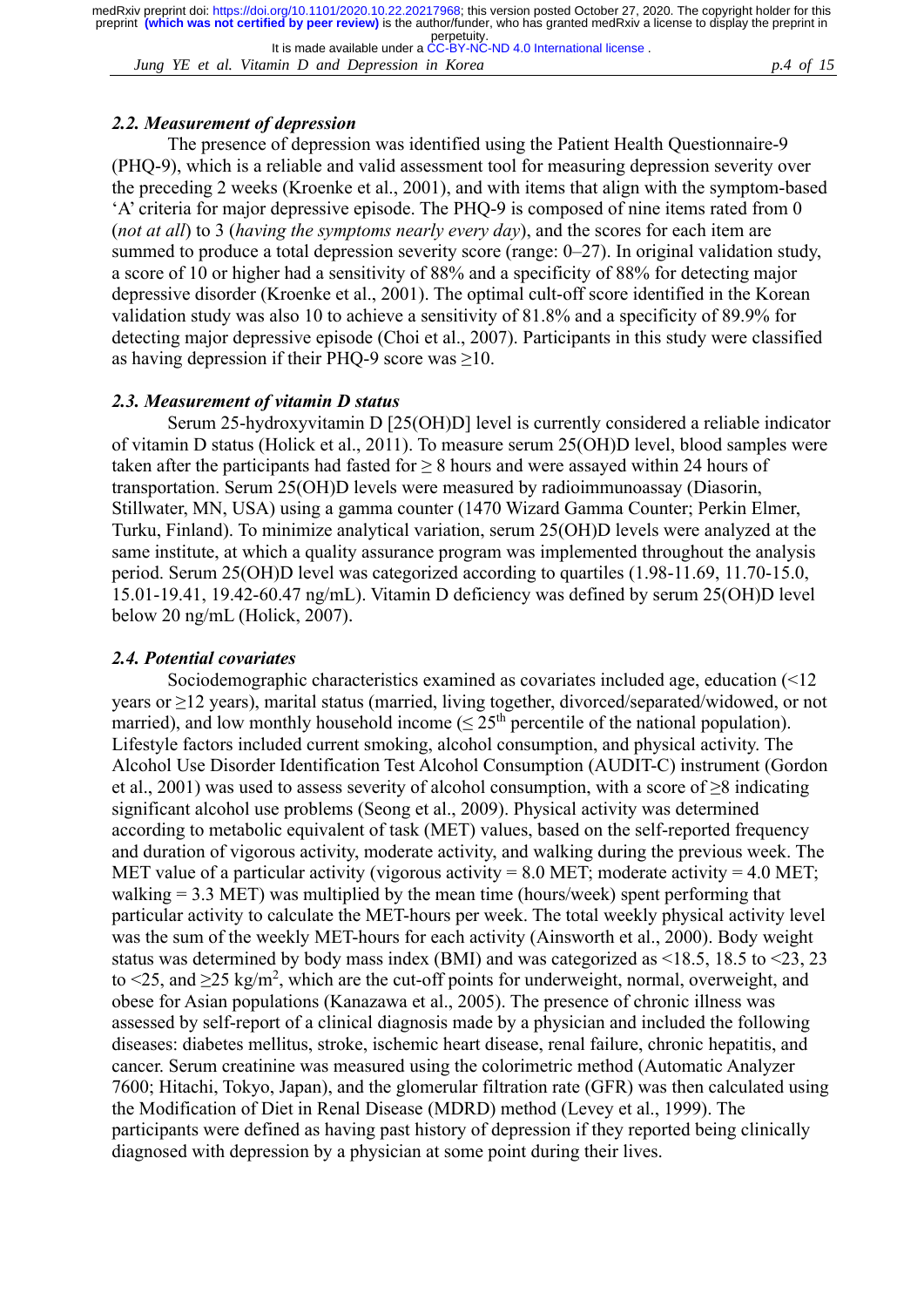### *2.2. Measurement of depression*

The presence of depression was identified using the Patient Health Questionnaire-9 (PHQ-9), which is a reliable and valid assessment tool for measuring depression severity over the preceding 2 weeks (Kroenke et al., 2001), and with items that align with the symptom-based 'A' criteria for major depressive episode. The PHQ-9 is composed of nine items rated from 0 (*not at all*) to 3 (*having the symptoms nearly every day*), and the scores for each item are summed to produce a total depression severity score (range: 0–27). In original validation study, a score of 10 or higher had a sensitivity of 88% and a specificity of 88% for detecting major depressive disorder (Kroenke et al., 2001). The optimal cult-off score identified in the Korean validation study was also 10 to achieve a sensitivity of 81.8% and a specificity of 89.9% for detecting major depressive episode (Choi et al., 2007). Participants in this study were classified as having depression if their PHQ-9 score was ≥10.

### *2.3. Measurement of vitamin D status*

Serum 25-hydroxyvitamin D [25(OH)D] level is currently considered a reliable indicator of vitamin D status (Holick et al., 2011). To measure serum 25(OH)D level, blood samples were taken after the participants had fasted for ≥ 8 hours and were assayed within 24 hours of transportation. Serum 25(OH)D levels were measured by radioimmunoassay (Diasorin, Stillwater, MN, USA) using a gamma counter (1470 Wizard Gamma Counter; Perkin Elmer, Turku, Finland). To minimize analytical variation, serum 25(OH)D levels were analyzed at the same institute, at which a quality assurance program was implemented throughout the analysis period. Serum 25(OH)D level was categorized according to quartiles (1.98-11.69, 11.70-15.0, 15.01-19.41, 19.42-60.47 ng/mL). Vitamin D deficiency was defined by serum 25(OH)D level below 20 ng/mL (Holick, 2007).

### *2.4. Potential covariates*

Sociodemographic characteristics examined as covariates included age, education (<12 years or ≥12 years), marital status (married, living together, divorced/separated/widowed, or not married), and low monthly household income (≤ 25th percentile of the national population). Lifestyle factors included current smoking, alcohol consumption, and physical activity. The Alcohol Use Disorder Identification Test Alcohol Consumption (AUDIT-C) instrument (Gordon et al., 2001) was used to assess severity of alcohol consumption, with a score of ≥8 indicating significant alcohol use problems (Seong et al., 2009). Physical activity was determined according to metabolic equivalent of task (MET) values, based on the self-reported frequency and duration of vigorous activity, moderate activity, and walking during the previous week. The MET value of a particular activity (vigorous activity = 8.0 MET; moderate activity = 4.0 MET; walking = 3.3 MET) was multiplied by the mean time (hours/week) spent performing that particular activity to calculate the MET-hours per week. The total weekly physical activity level was the sum of the weekly MET-hours for each activity (Ainsworth et al., 2000). Body weight status was determined by body mass index (BMI) and was categorized as <18.5, 18.5 to <23, 23 to <25, and ≥25 kg/m$^2$, which are the cut-off points for underweight, normal, overweight, and obese for Asian populations (Kanazawa et al., 2005). The presence of chronic illness was assessed by self-report of a clinical diagnosis made by a physician and included the following diseases: diabetes mellitus, stroke, ischemic heart disease, renal failure, chronic hepatitis, and cancer. Serum creatinine was measured using the colorimetric method (Automatic Analyzer 7600; Hitachi, Tokyo, Japan), and the glomerular filtration rate (GFR) was then calculated using the Modification of Diet in Renal Disease (MDRD) method (Levey et al., 1999). The participants were defined as having past history of depression if they reported being clinically diagnosed with depression by a physician at some point during their lives.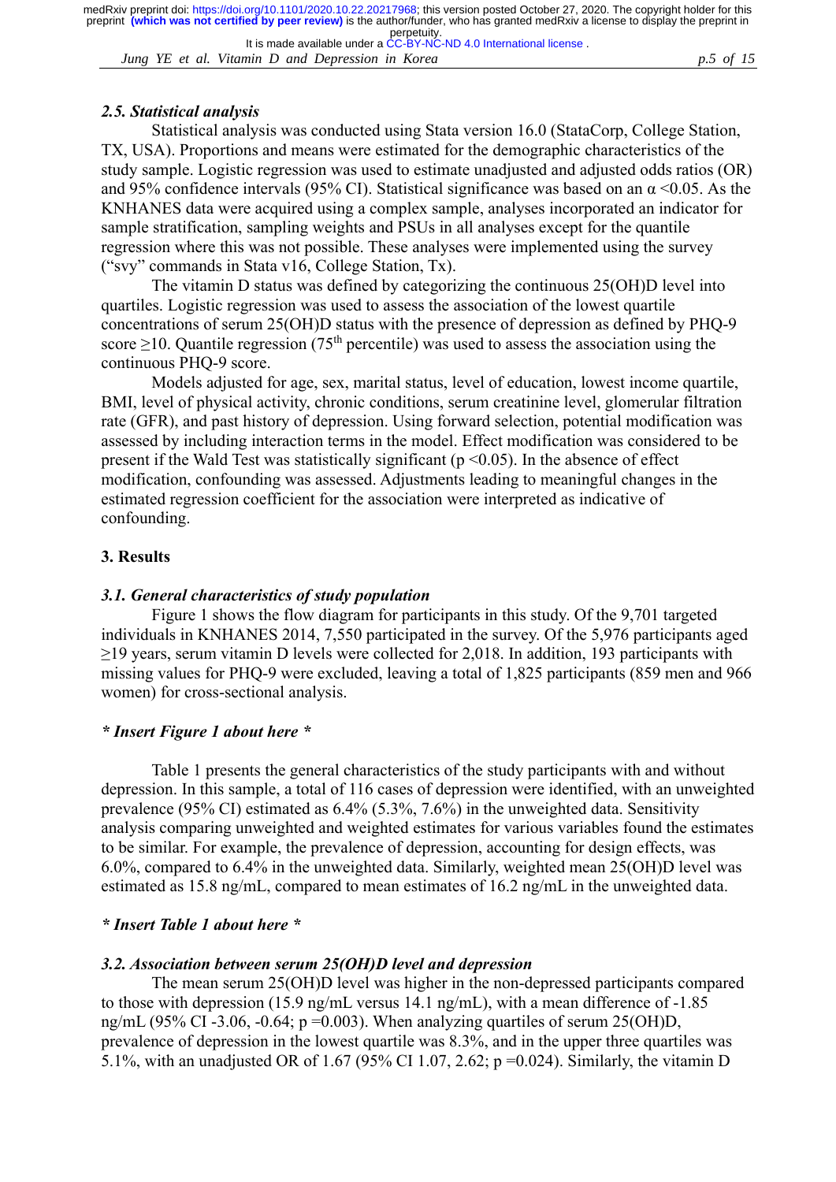### *2.5. Statistical analysis*

Statistical analysis was conducted using Stata version 16.0 (StataCorp, College Station, TX, USA). Proportions and means were estimated for the demographic characteristics of the study sample. Logistic regression was used to estimate unadjusted and adjusted odds ratios (OR) and 95% confidence intervals (95% CI). Statistical significance was based on an $\alpha < 0.05$. As the KNHANES data were acquired using a complex sample, analyses incorporated an indicator for sample stratification, sampling weights and PSUs in all analyses except for the quantile regression where this was not possible. These analyses were implemented using the survey ("svy" commands in Stata v16, College Station, Tx).

The vitamin D status was defined by categorizing the continuous 25(OH)D level into quartiles. Logistic regression was used to assess the association of the lowest quartile concentrations of serum 25(OH)D status with the presence of depression as defined by PHQ-9 score ≥10. Quantile regression (75$^{th}$ percentile) was used to assess the association using the continuous PHQ-9 score.

Models adjusted for age, sex, marital status, level of education, lowest income quartile, BMI, level of physical activity, chronic conditions, serum creatinine level, glomerular filtration rate (GFR), and past history of depression. Using forward selection, potential modification was assessed by including interaction terms in the model. Effect modification was considered to be present if the Wald Test was statistically significant ($p < 0.05$). In the absence of effect modification, confounding was assessed. Adjustments leading to meaningful changes in the estimated regression coefficient for the association were interpreted as indicative of confounding.

## 3. Results

### *3.1. General characteristics of study population*

Figure 1 shows the flow diagram for participants in this study. Of the 9,701 targeted individuals in KNHANES 2014, 7,550 participated in the survey. Of the 5,976 participants aged ≥19 years, serum vitamin D levels were collected for 2,018. In addition, 193 participants with missing values for PHQ-9 were excluded, leaving a total of 1,825 participants (859 men and 966 women) for cross-sectional analysis.

***\* Insert Figure 1 about here \****

Table 1 presents the general characteristics of the study participants with and without depression. In this sample, a total of 116 cases of depression were identified, with an unweighted prevalence (95% CI) estimated as 6.4% (5.3%, 7.6%) in the unweighted data. Sensitivity analysis comparing unweighted and weighted estimates for various variables found the estimates to be similar. For example, the prevalence of depression, accounting for design effects, was 6.0%, compared to 6.4% in the unweighted data. Similarly, weighted mean 25(OH)D level was estimated as 15.8 ng/mL, compared to mean estimates of 16.2 ng/mL in the unweighted data.

***\* Insert Table 1 about here \****

### *3.2. Association between serum 25(OH)D level and depression*

The mean serum 25(OH)D level was higher in the non-depressed participants compared to those with depression (15.9 ng/mL versus 14.1 ng/mL), with a mean difference of -1.85 ng/mL (95% CI -3.06, -0.64; $p = 0.003$). When analyzing quartiles of serum 25(OH)D, prevalence of depression in the lowest quartile was 8.3%, and in the upper three quartiles was 5.1%, with an unadjusted OR of 1.67 (95% CI 1.07, 2.62; $p = 0.024$). Similarly, the vitamin D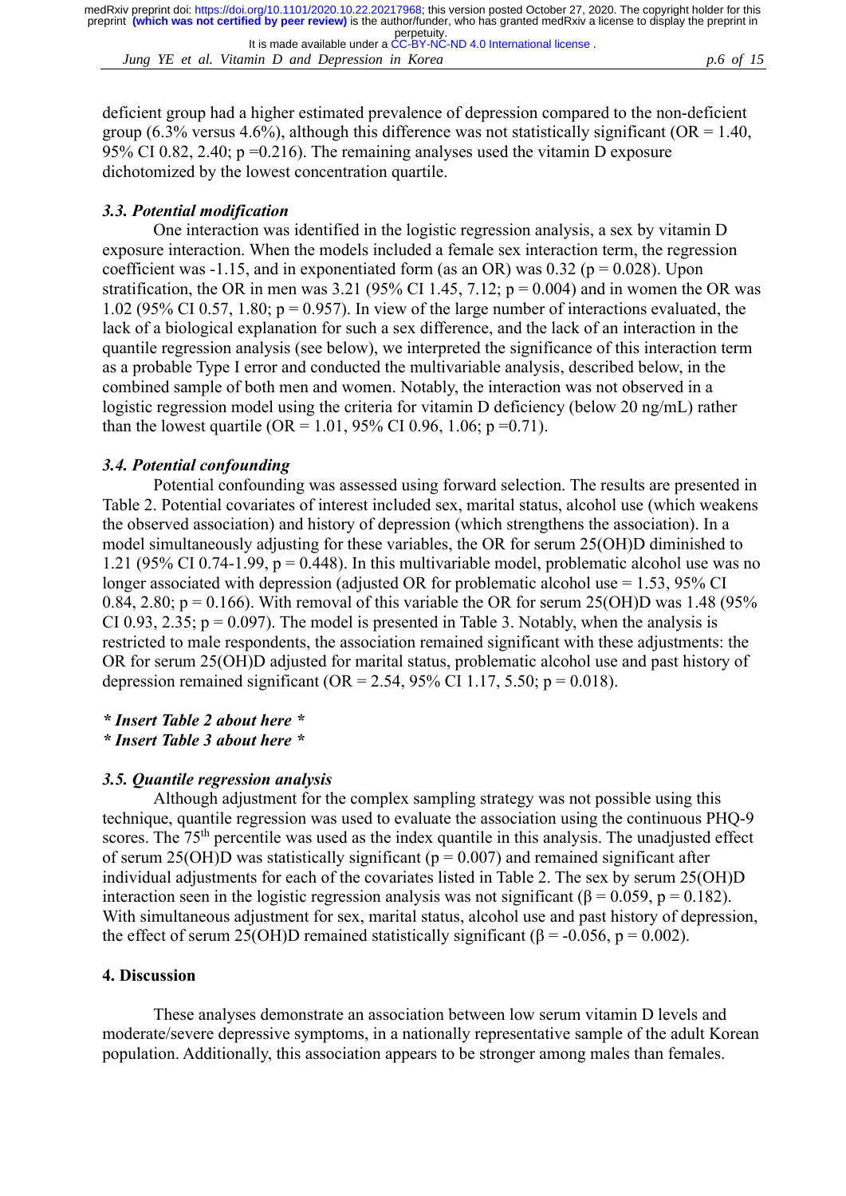deficient group had a higher estimated prevalence of depression compared to the non-deficient group (6.3% versus 4.6%), although this difference was not statistically significant (OR = 1.40, 95% CI 0.82, 2.40; p =0.216). The remaining analyses used the vitamin D exposure dichotomized by the lowest concentration quartile.

### *3.3. Potential modification*

One interaction was identified in the logistic regression analysis, a sex by vitamin D exposure interaction. When the models included a female sex interaction term, the regression coefficient was -1.15, and in exponentiated form (as an OR) was 0.32 (p = 0.028). Upon stratification, the OR in men was 3.21 (95% CI 1.45, 7.12; p = 0.004) and in women the OR was 1.02 (95% CI 0.57, 1.80; p = 0.957). In view of the large number of interactions evaluated, the lack of a biological explanation for such a sex difference, and the lack of an interaction in the quantile regression analysis (see below), we interpreted the significance of this interaction term as a probable Type I error and conducted the multivariable analysis, described below, in the combined sample of both men and women. Notably, the interaction was not observed in a logistic regression model using the criteria for vitamin D deficiency (below 20 ng/mL) rather than the lowest quartile (OR = 1.01, 95% CI 0.96, 1.06; p =0.71).

### *3.4. Potential confounding*

Potential confounding was assessed using forward selection. The results are presented in Table 2. Potential covariates of interest included sex, marital status, alcohol use (which weakens the observed association) and history of depression (which strengthens the association). In a model simultaneously adjusting for these variables, the OR for serum 25(OH)D diminished to 1.21 (95% CI 0.74-1.99, p = 0.448). In this multivariable model, problematic alcohol use was no longer associated with depression (adjusted OR for problematic alcohol use = 1.53, 95% CI 0.84, 2.80; p = 0.166). With removal of this variable the OR for serum 25(OH)D was 1.48 (95% CI 0.93, 2.35; p = 0.097). The model is presented in Table 3. Notably, when the analysis is restricted to male respondents, the association remained significant with these adjustments: the OR for serum 25(OH)D adjusted for marital status, problematic alcohol use and past history of depression remained significant (OR = 2.54, 95% CI 1.17, 5.50; p = 0.018).

***\* Insert Table 2 about here \****
***\* Insert Table 3 about here \****

### *3.5. Quantile regression analysis*

Although adjustment for the complex sampling strategy was not possible using this technique, quantile regression was used to evaluate the association using the continuous PHQ-9 scores. The 75$^{th}$ percentile was used as the index quantile in this analysis. The unadjusted effect of serum 25(OH)D was statistically significant (p = 0.007) and remained significant after individual adjustments for each of the covariates listed in Table 2. The sex by serum 25(OH)D interaction seen in the logistic regression analysis was not significant ($\beta$ = 0.059, p = 0.182). With simultaneous adjustment for sex, marital status, alcohol use and past history of depression, the effect of serum 25(OH)D remained statistically significant ($\beta$ = -0.056, p = 0.002).

## 4. Discussion

These analyses demonstrate an association between low serum vitamin D levels and moderate/severe depressive symptoms, in a nationally representative sample of the adult Korean population. Additionally, this association appears to be stronger among males than females.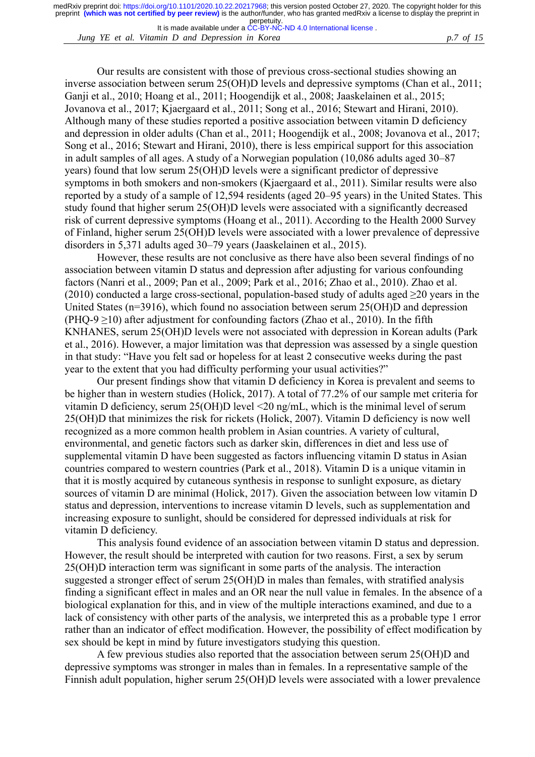Our results are consistent with those of previous cross-sectional studies showing an inverse association between serum 25(OH)D levels and depressive symptoms (Chan et al., 2011; Ganji et al., 2010; Hoang et al., 2011; Hoogendijk et al., 2008; Jaaskelainen et al., 2015; Jovanova et al., 2017; Kjaergaard et al., 2011; Song et al., 2016; Stewart and Hirani, 2010). Although many of these studies reported a positive association between vitamin D deficiency and depression in older adults (Chan et al., 2011; Hoogendijk et al., 2008; Jovanova et al., 2017; Song et al., 2016; Stewart and Hirani, 2010), there is less empirical support for this association in adult samples of all ages. A study of a Norwegian population (10,086 adults aged 30–87 years) found that low serum 25(OH)D levels were a significant predictor of depressive symptoms in both smokers and non-smokers (Kjaergaard et al., 2011). Similar results were also reported by a study of a sample of 12,594 residents (aged 20–95 years) in the United States. This study found that higher serum 25(OH)D levels were associated with a significantly decreased risk of current depressive symptoms (Hoang et al., 2011). According to the Health 2000 Survey of Finland, higher serum 25(OH)D levels were associated with a lower prevalence of depressive disorders in 5,371 adults aged 30–79 years (Jaaskelainen et al., 2015).

However, these results are not conclusive as there have also been several findings of no association between vitamin D status and depression after adjusting for various confounding factors (Nanri et al., 2009; Pan et al., 2009; Park et al., 2016; Zhao et al., 2010). Zhao et al. (2010) conducted a large cross-sectional, population-based study of adults aged ≥20 years in the United States (n=3916), which found no association between serum 25(OH)D and depression (PHQ-9 ≥10) after adjustment for confounding factors (Zhao et al., 2010). In the fifth KNHANES, serum 25(OH)D levels were not associated with depression in Korean adults (Park et al., 2016). However, a major limitation was that depression was assessed by a single question in that study: "Have you felt sad or hopeless for at least 2 consecutive weeks during the past year to the extent that you had difficulty performing your usual activities?"

Our present findings show that vitamin D deficiency in Korea is prevalent and seems to be higher than in western studies (Holick, 2017). A total of 77.2% of our sample met criteria for vitamin D deficiency, serum 25(OH)D level <20 ng/mL, which is the minimal level of serum 25(OH)D that minimizes the risk for rickets (Holick, 2007). Vitamin D deficiency is now well recognized as a more common health problem in Asian countries. A variety of cultural, environmental, and genetic factors such as darker skin, differences in diet and less use of supplemental vitamin D have been suggested as factors influencing vitamin D status in Asian countries compared to western countries (Park et al., 2018). Vitamin D is a unique vitamin in that it is mostly acquired by cutaneous synthesis in response to sunlight exposure, as dietary sources of vitamin D are minimal (Holick, 2017). Given the association between low vitamin D status and depression, interventions to increase vitamin D levels, such as supplementation and increasing exposure to sunlight, should be considered for depressed individuals at risk for vitamin D deficiency.

This analysis found evidence of an association between vitamin D status and depression. However, the result should be interpreted with caution for two reasons. First, a sex by serum 25(OH)D interaction term was significant in some parts of the analysis. The interaction suggested a stronger effect of serum 25(OH)D in males than females, with stratified analysis finding a significant effect in males and an OR near the null value in females. In the absence of a biological explanation for this, and in view of the multiple interactions examined, and due to a lack of consistency with other parts of the analysis, we interpreted this as a probable type 1 error rather than an indicator of effect modification. However, the possibility of effect modification by sex should be kept in mind by future investigators studying this question.

A few previous studies also reported that the association between serum 25(OH)D and depressive symptoms was stronger in males than in females. In a representative sample of the Finnish adult population, higher serum 25(OH)D levels were associated with a lower prevalence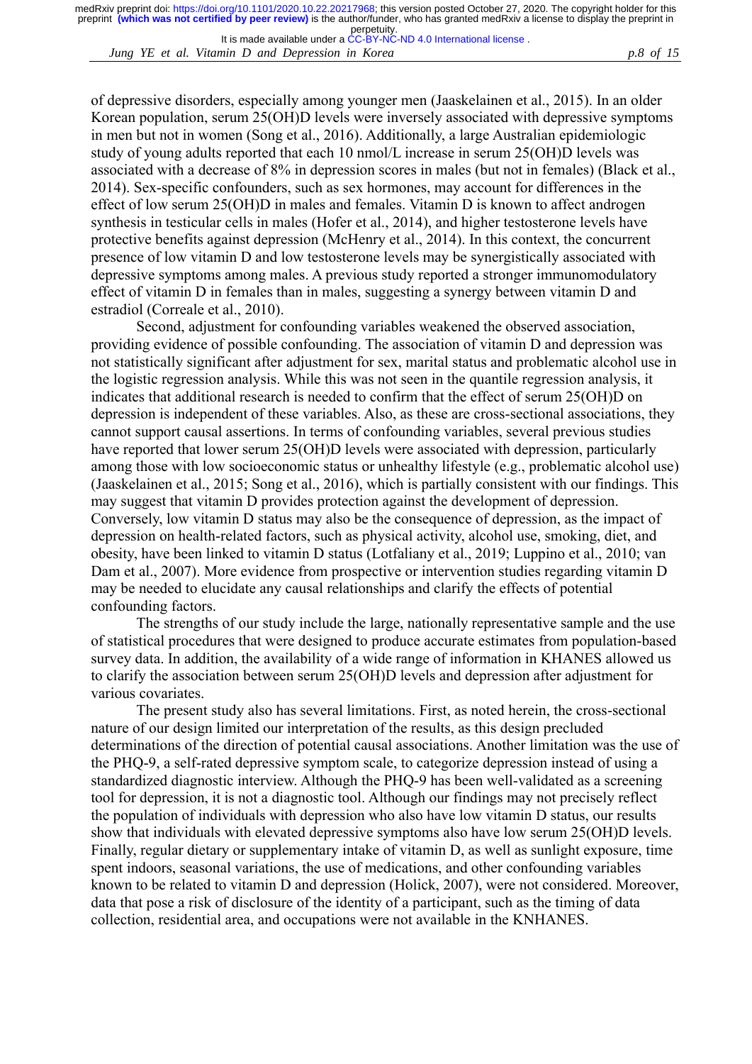of depressive disorders, especially among younger men (Jaaskelainen et al., 2015). In an older Korean population, serum 25(OH)D levels were inversely associated with depressive symptoms in men but not in women (Song et al., 2016). Additionally, a large Australian epidemiologic study of young adults reported that each 10 nmol/L increase in serum 25(OH)D levels was associated with a decrease of 8% in depression scores in males (but not in females) (Black et al., 2014). Sex-specific confounders, such as sex hormones, may account for differences in the effect of low serum 25(OH)D in males and females. Vitamin D is known to affect androgen synthesis in testicular cells in males (Hofer et al., 2014), and higher testosterone levels have protective benefits against depression (McHenry et al., 2014). In this context, the concurrent presence of low vitamin D and low testosterone levels may be synergistically associated with depressive symptoms among males. A previous study reported a stronger immunomodulatory effect of vitamin D in females than in males, suggesting a synergy between vitamin D and estradiol (Correale et al., 2010).

Second, adjustment for confounding variables weakened the observed association, providing evidence of possible confounding. The association of vitamin D and depression was not statistically significant after adjustment for sex, marital status and problematic alcohol use in the logistic regression analysis. While this was not seen in the quantile regression analysis, it indicates that additional research is needed to confirm that the effect of serum 25(OH)D on depression is independent of these variables. Also, as these are cross-sectional associations, they cannot support causal assertions. In terms of confounding variables, several previous studies have reported that lower serum 25(OH)D levels were associated with depression, particularly among those with low socioeconomic status or unhealthy lifestyle (e.g., problematic alcohol use) (Jaaskelainen et al., 2015; Song et al., 2016), which is partially consistent with our findings. This may suggest that vitamin D provides protection against the development of depression. Conversely, low vitamin D status may also be the consequence of depression, as the impact of depression on health-related factors, such as physical activity, alcohol use, smoking, diet, and obesity, have been linked to vitamin D status (Lotfaliany et al., 2019; Luppino et al., 2010; van Dam et al., 2007). More evidence from prospective or intervention studies regarding vitamin D may be needed to elucidate any causal relationships and clarify the effects of potential confounding factors.

The strengths of our study include the large, nationally representative sample and the use of statistical procedures that were designed to produce accurate estimates from population-based survey data. In addition, the availability of a wide range of information in KHANES allowed us to clarify the association between serum 25(OH)D levels and depression after adjustment for various covariates.

The present study also has several limitations. First, as noted herein, the cross-sectional nature of our design limited our interpretation of the results, as this design precluded determinations of the direction of potential causal associations. Another limitation was the use of the PHQ-9, a self-rated depressive symptom scale, to categorize depression instead of using a standardized diagnostic interview. Although the PHQ-9 has been well-validated as a screening tool for depression, it is not a diagnostic tool. Although our findings may not precisely reflect the population of individuals with depression who also have low vitamin D status, our results show that individuals with elevated depressive symptoms also have low serum 25(OH)D levels. Finally, regular dietary or supplementary intake of vitamin D, as well as sunlight exposure, time spent indoors, seasonal variations, the use of medications, and other confounding variables known to be related to vitamin D and depression (Holick, 2007), were not considered. Moreover, data that pose a risk of disclosure of the identity of a participant, such as the timing of data collection, residential area, and occupations were not available in the KNHANES.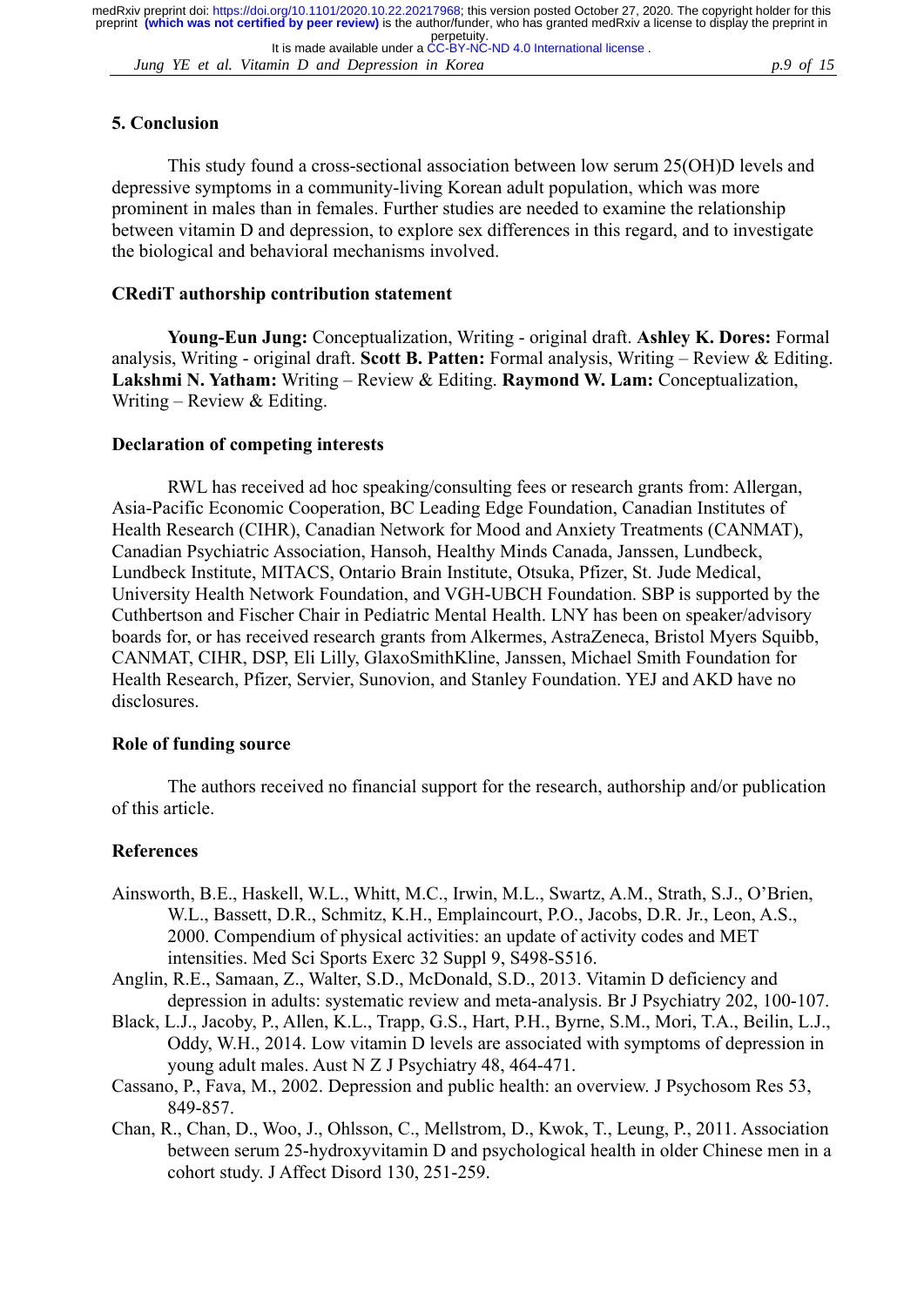## 5. Conclusion

This study found a cross-sectional association between low serum 25(OH)D levels and depressive symptoms in a community-living Korean adult population, which was more prominent in males than in females. Further studies are needed to examine the relationship between vitamin D and depression, to explore sex differences in this regard, and to investigate the biological and behavioral mechanisms involved.

## CRediT authorship contribution statement

**Young-Eun Jung:** Conceptualization, Writing - original draft. **Ashley K. Dores:** Formal analysis, Writing - original draft. **Scott B. Patten:** Formal analysis, Writing – Review & Editing. **Lakshmi N. Yatham:** Writing – Review & Editing. **Raymond W. Lam:** Conceptualization, Writing – Review & Editing.

## Declaration of competing interests

RWL has received ad hoc speaking/consulting fees or research grants from: Allergan, Asia-Pacific Economic Cooperation, BC Leading Edge Foundation, Canadian Institutes of Health Research (CIHR), Canadian Network for Mood and Anxiety Treatments (CANMAT), Canadian Psychiatric Association, Hansoh, Healthy Minds Canada, Janssen, Lundbeck, Lundbeck Institute, MITACS, Ontario Brain Institute, Otsuka, Pfizer, St. Jude Medical, University Health Network Foundation, and VGH-UBCH Foundation. SBP is supported by the Cuthbertson and Fischer Chair in Pediatric Mental Health. LNY has been on speaker/advisory boards for, or has received research grants from Alkermes, AstraZeneca, Bristol Myers Squibb, CANMAT, CIHR, DSP, Eli Lilly, GlaxoSmithKline, Janssen, Michael Smith Foundation for Health Research, Pfizer, Servier, Sunovion, and Stanley Foundation. YEJ and AKD have no disclosures.

## Role of funding source

The authors received no financial support for the research, authorship and/or publication of this article.

## References

Ainsworth, B.E., Haskell, W.L., Whitt, M.C., Irwin, M.L., Swartz, A.M., Strath, S.J., O'Brien, W.L., Bassett, D.R., Schmitz, K.H., Emplaincourt, P.O., Jacobs, D.R. Jr., Leon, A.S., 2000. Compendium of physical activities: an update of activity codes and MET intensities. Med Sci Sports Exerc 32 Suppl 9, S498-S516.

Anglin, R.E., Samaan, Z., Walter, S.D., McDonald, S.D., 2013. Vitamin D deficiency and depression in adults: systematic review and meta-analysis. Br J Psychiatry 202, 100-107.

Black, L.J., Jacoby, P., Allen, K.L., Trapp, G.S., Hart, P.H., Byrne, S.M., Mori, T.A., Beilin, L.J., Oddy, W.H., 2014. Low vitamin D levels are associated with symptoms of depression in young adult males. Aust N Z J Psychiatry 48, 464-471.

Cassano, P., Fava, M., 2002. Depression and public health: an overview. J Psychosom Res 53, 849-857.

Chan, R., Chan, D., Woo, J., Ohlsson, C., Mellstrom, D., Kwok, T., Leung, P., 2011. Association between serum 25-hydroxyvitamin D and psychological health in older Chinese men in a cohort study. J Affect Disord 130, 251-259.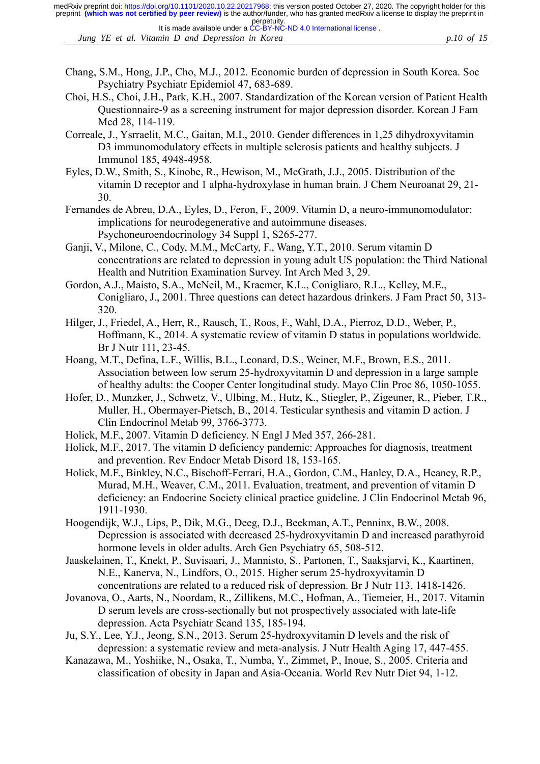Chang, S.M., Hong, J.P., Cho, M.J., 2012. Economic burden of depression in South Korea. Soc Psychiatry Psychiatr Epidemiol 47, 683-689.

Choi, H.S., Choi, J.H., Park, K.H., 2007. Standardization of the Korean version of Patient Health Questionnaire-9 as a screening instrument for major depression disorder. Korean J Fam Med 28, 114-119.

Correale, J., Ysrraelit, M.C., Gaitan, M.I., 2010. Gender differences in 1,25 dihydroxyvitamin D3 immunomodulatory effects in multiple sclerosis patients and healthy subjects. J Immunol 185, 4948-4958.

Eyles, D.W., Smith, S., Kinobe, R., Hewison, M., McGrath, J.J., 2005. Distribution of the vitamin D receptor and 1 alpha-hydroxylase in human brain. J Chem Neuroanat 29, 21-30.

Fernandes de Abreu, D.A., Eyles, D., Feron, F., 2009. Vitamin D, a neuro-immunomodulator: implications for neurodegenerative and autoimmune diseases. Psychoneuroendocrinology 34 Suppl 1, S265-277.

Ganji, V., Milone, C., Cody, M.M., McCarty, F., Wang, Y.T., 2010. Serum vitamin D concentrations are related to depression in young adult US population: the Third National Health and Nutrition Examination Survey. Int Arch Med 3, 29.

Gordon, A.J., Maisto, S.A., McNeil, M., Kraemer, K.L., Conigliaro, R.L., Kelley, M.E., Conigliaro, J., 2001. Three questions can detect hazardous drinkers. J Fam Pract 50, 313-320.

Hilger, J., Friedel, A., Herr, R., Rausch, T., Roos, F., Wahl, D.A., Pierroz, D.D., Weber, P., Hoffmann, K., 2014. A systematic review of vitamin D status in populations worldwide. Br J Nutr 111, 23-45.

Hoang, M.T., Defina, L.F., Willis, B.L., Leonard, D.S., Weiner, M.F., Brown, E.S., 2011. Association between low serum 25-hydroxyvitamin D and depression in a large sample of healthy adults: the Cooper Center longitudinal study. Mayo Clin Proc 86, 1050-1055.

Hofer, D., Munzker, J., Schwetz, V., Ulbing, M., Hutz, K., Stiegler, P., Zigeuner, R., Pieber, T.R., Muller, H., Obermayer-Pietsch, B., 2014. Testicular synthesis and vitamin D action. J Clin Endocrinol Metab 99, 3766-3773.

Holick, M.F., 2007. Vitamin D deficiency. N Engl J Med 357, 266-281.

Holick, M.F., 2017. The vitamin D deficiency pandemic: Approaches for diagnosis, treatment and prevention. Rev Endocr Metab Disord 18, 153-165.

Holick, M.F., Binkley, N.C., Bischoff-Ferrari, H.A., Gordon, C.M., Hanley, D.A., Heaney, R.P., Murad, M.H., Weaver, C.M., 2011. Evaluation, treatment, and prevention of vitamin D deficiency: an Endocrine Society clinical practice guideline. J Clin Endocrinol Metab 96, 1911-1930.

Hoogendijk, W.J., Lips, P., Dik, M.G., Deeg, D.J., Beekman, A.T., Penninx, B.W., 2008. Depression is associated with decreased 25-hydroxyvitamin D and increased parathyroid hormone levels in older adults. Arch Gen Psychiatry 65, 508-512.

Jaaskelainen, T., Knekt, P., Suvisaari, J., Mannisto, S., Partonen, T., Saaksjarvi, K., Kaartinen, N.E., Kanerva, N., Lindfors, O., 2015. Higher serum 25-hydroxyvitamin D concentrations are related to a reduced risk of depression. Br J Nutr 113, 1418-1426.

Jovanova, O., Aarts, N., Noordam, R., Zillikens, M.C., Hofman, A., Tiemeier, H., 2017. Vitamin D serum levels are cross-sectionally but not prospectively associated with late-life depression. Acta Psychiatr Scand 135, 185-194.

Ju, S.Y., Lee, Y.J., Jeong, S.N., 2013. Serum 25-hydroxyvitamin D levels and the risk of depression: a systematic review and meta-analysis. J Nutr Health Aging 17, 447-455.

Kanazawa, M., Yoshiike, N., Osaka, T., Numba, Y., Zimmet, P., Inoue, S., 2005. Criteria and classification of obesity in Japan and Asia-Oceania. World Rev Nutr Diet 94, 1-12.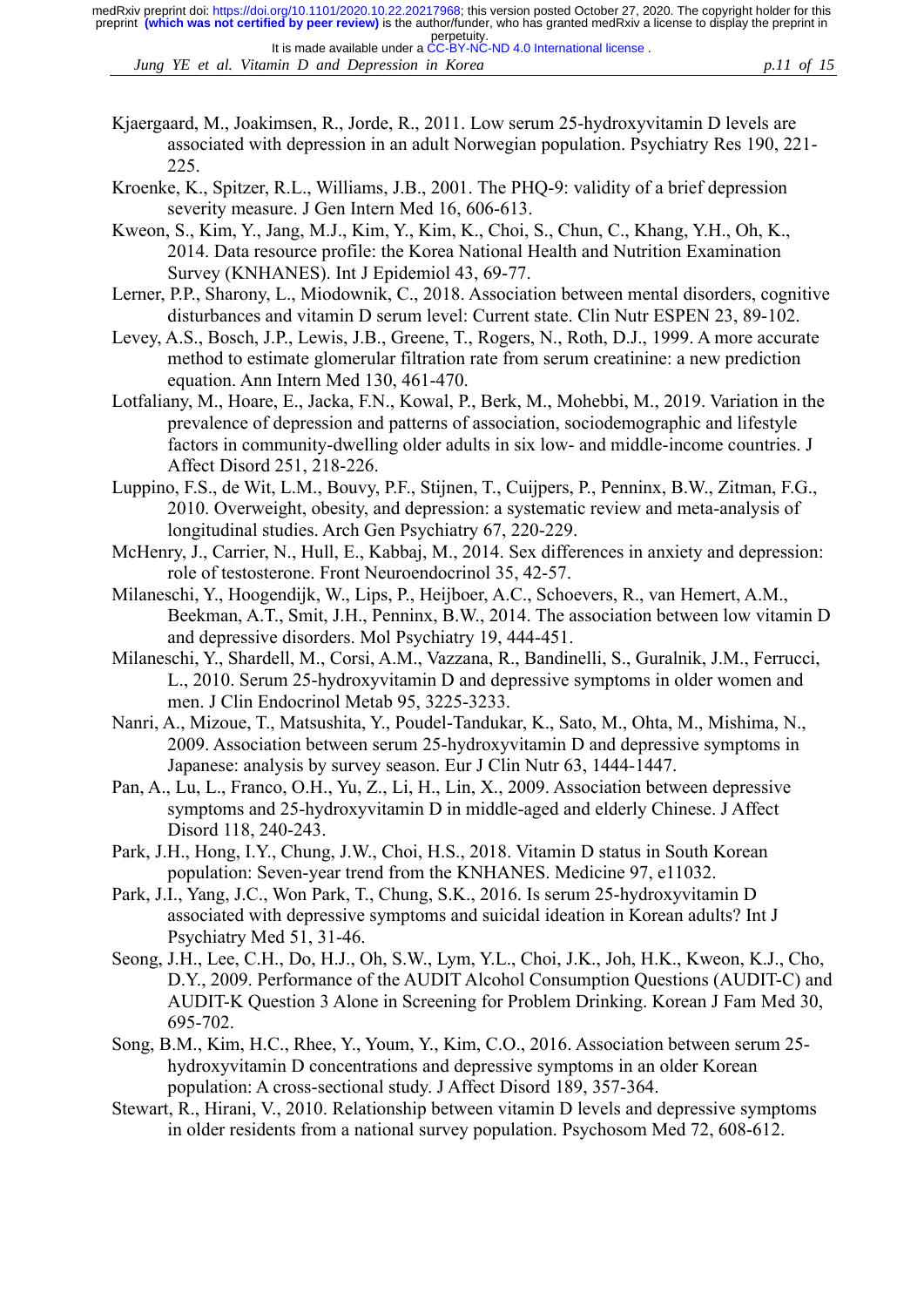Kjaergaard, M., Joakimsen, R., Jorde, R., 2011. Low serum 25-hydroxyvitamin D levels are associated with depression in an adult Norwegian population. Psychiatry Res 190, 221-225.

Kroenke, K., Spitzer, R.L., Williams, J.B., 2001. The PHQ-9: validity of a brief depression severity measure. J Gen Intern Med 16, 606-613.

Kweon, S., Kim, Y., Jang, M.J., Kim, Y., Kim, K., Choi, S., Chun, C., Khang, Y.H., Oh, K., 2014. Data resource profile: the Korea National Health and Nutrition Examination Survey (KNHANES). Int J Epidemiol 43, 69-77.

Lerner, P.P., Sharony, L., Miodownik, C., 2018. Association between mental disorders, cognitive disturbances and vitamin D serum level: Current state. Clin Nutr ESPEN 23, 89-102.

Levey, A.S., Bosch, J.P., Lewis, J.B., Greene, T., Rogers, N., Roth, D.J., 1999. A more accurate method to estimate glomerular filtration rate from serum creatinine: a new prediction equation. Ann Intern Med 130, 461-470.

Lotfaliany, M., Hoare, E., Jacka, F.N., Kowal, P., Berk, M., Mohebbi, M., 2019. Variation in the prevalence of depression and patterns of association, sociodemographic and lifestyle factors in community-dwelling older adults in six low- and middle-income countries. J Affect Disord 251, 218-226.

Luppino, F.S., de Wit, L.M., Bouvy, P.F., Stijnen, T., Cuijpers, P., Penninx, B.W., Zitman, F.G., 2010. Overweight, obesity, and depression: a systematic review and meta-analysis of longitudinal studies. Arch Gen Psychiatry 67, 220-229.

McHenry, J., Carrier, N., Hull, E., Kabbaj, M., 2014. Sex differences in anxiety and depression: role of testosterone. Front Neuroendocrinol 35, 42-57.

Milaneschi, Y., Hoogendijk, W., Lips, P., Heijboer, A.C., Schoevers, R., van Hemert, A.M., Beekman, A.T., Smit, J.H., Penninx, B.W., 2014. The association between low vitamin D and depressive disorders. Mol Psychiatry 19, 444-451.

Milaneschi, Y., Shardell, M., Corsi, A.M., Vazzana, R., Bandinelli, S., Guralnik, J.M., Ferrucci, L., 2010. Serum 25-hydroxyvitamin D and depressive symptoms in older women and men. J Clin Endocrinol Metab 95, 3225-3233.

Nanri, A., Mizoue, T., Matsushita, Y., Poudel-Tandukar, K., Sato, M., Ohta, M., Mishima, N., 2009. Association between serum 25-hydroxyvitamin D and depressive symptoms in Japanese: analysis by survey season. Eur J Clin Nutr 63, 1444-1447.

Pan, A., Lu, L., Franco, O.H., Yu, Z., Li, H., Lin, X., 2009. Association between depressive symptoms and 25-hydroxyvitamin D in middle-aged and elderly Chinese. J Affect Disord 118, 240-243.

Park, J.H., Hong, I.Y., Chung, J.W., Choi, H.S., 2018. Vitamin D status in South Korean population: Seven-year trend from the KNHANES. Medicine 97, e11032.

Park, J.I., Yang, J.C., Won Park, T., Chung, S.K., 2016. Is serum 25-hydroxyvitamin D associated with depressive symptoms and suicidal ideation in Korean adults? Int J Psychiatry Med 51, 31-46.

Seong, J.H., Lee, C.H., Do, H.J., Oh, S.W., Lym, Y.L., Choi, J.K., Joh, H.K., Kweon, K.J., Cho, D.Y., 2009. Performance of the AUDIT Alcohol Consumption Questions (AUDIT-C) and AUDIT-K Question 3 Alone in Screening for Problem Drinking. Korean J Fam Med 30, 695-702.

Song, B.M., Kim, H.C., Rhee, Y., Youm, Y., Kim, C.O., 2016. Association between serum 25-hydroxyvitamin D concentrations and depressive symptoms in an older Korean population: A cross-sectional study. J Affect Disord 189, 357-364.

Stewart, R., Hirani, V., 2010. Relationship between vitamin D levels and depressive symptoms in older residents from a national survey population. Psychosom Med 72, 608-612.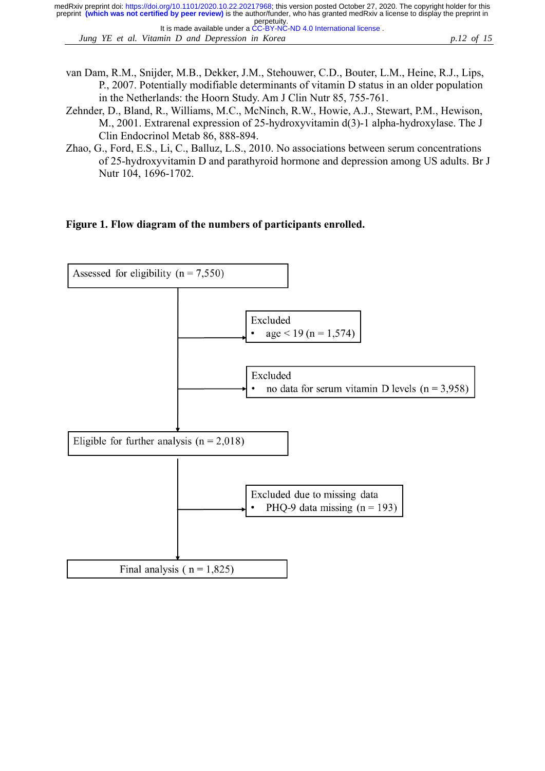van Dam, R.M., Snijder, M.B., Dekker, J.M., Stehouwer, C.D., Bouter, L.M., Heine, R.J., Lips, P., 2007. Potentially modifiable determinants of vitamin D status in an older population in the Netherlands: the Hoorn Study. Am J Clin Nutr 85, 755-761.

Zehnder, D., Bland, R., Williams, M.C., McNinch, R.W., Howie, A.J., Stewart, P.M., Hewison, M., 2001. Extrarenal expression of 25-hydroxyvitamin d(3)-1 alpha-hydroxylase. The J Clin Endocrinol Metab 86, 888-894.

Zhao, G., Ford, E.S., Li, C., Balluz, L.S., 2010. No associations between serum concentrations of 25-hydroxyvitamin D and parathyroid hormone and depression among US adults. Br J Nutr 104, 1696-1702.

**Figure 1. Flow diagram of the numbers of participants enrolled.**

Assessed for eligibility (n = 7,550)

Excluded
- age < 19 (n = 1,574)

Excluded
- no data for serum vitamin D levels (n = 3,958)

Eligible for further analysis (n = 2,018)

Excluded due to missing data
- PHQ-9 data missing (n = 193)

Final analysis ( n = 1,825)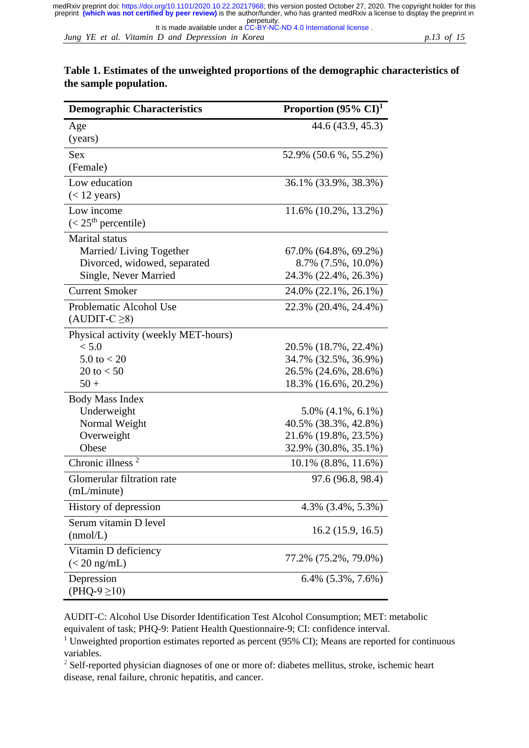**Table 1. Estimates of the unweighted proportions of the demographic characteristics of the sample population.**

| Demographic Characteristics | Proportion (95% CI)[1] |
|---|---|
| Age (years) | 44.6 (43.9, 45.3) |
| Sex (Female) | 52.9% (50.6 %, 55.2%) |
| Low education (< 12 years) | 36.1% (33.9%, 38.3%) |
| Low income (< 25th percentile) | 11.6% (10.2%, 13.2%) |
| Marital status | |
| Married/ Living Together | 67.0% (64.8%, 69.2%) |
| Divorced, widowed, separated | 8.7% (7.5%, 10.0%) |
| Single, Never Married | 24.3% (22.4%, 26.3%) |
| Current Smoker | 24.0% (22.1%, 26.1%) |
| Problematic Alcohol Use (AUDIT-C ≥8) | 22.3% (20.4%, 24.4%) |
| Physical activity (weekly MET-hours) | |
| < 5.0 | 20.5% (18.7%, 22.4%) |
| 5.0 to < 20 | 34.7% (32.5%, 36.9%) |
| 20 to < 50 | 26.5% (24.6%, 28.6%) |
| 50 + | 18.3% (16.6%, 20.2%) |
| Body Mass Index | |
| Underweight | 5.0% (4.1%, 6.1%) |
| Normal Weight | 40.5% (38.3%, 42.8%) |
| Overweight | 21.6% (19.8%, 23.5%) |
| Obese | 32.9% (30.8%, 35.1%) |
| Chronic illness [2] | 10.1% (8.8%, 11.6%) |
| Glomerular filtration rate (mL/minute) | 97.6 (96.8, 98.4) |
| History of depression | 4.3% (3.4%, 5.3%) |
| Serum vitamin D level (nmol/L) | 16.2 (15.9, 16.5) |
| Vitamin D deficiency (< 20 ng/mL) | 77.2% (75.2%, 79.0%) |
| Depression (PHQ-9 ≥10) | 6.4% (5.3%, 7.6%) |

AUDIT-C: Alcohol Use Disorder Identification Test Alcohol Consumption; MET: metabolic equivalent of task; PHQ-9: Patient Health Questionnaire-9; CI: confidence interval.

[1] Unweighted proportion estimates reported as percent (95% CI); Means are reported for continuous variables.

[2] Self-reported physician diagnoses of one or more of: diabetes mellitus, stroke, ischemic heart disease, renal failure, chronic hepatitis, and cancer.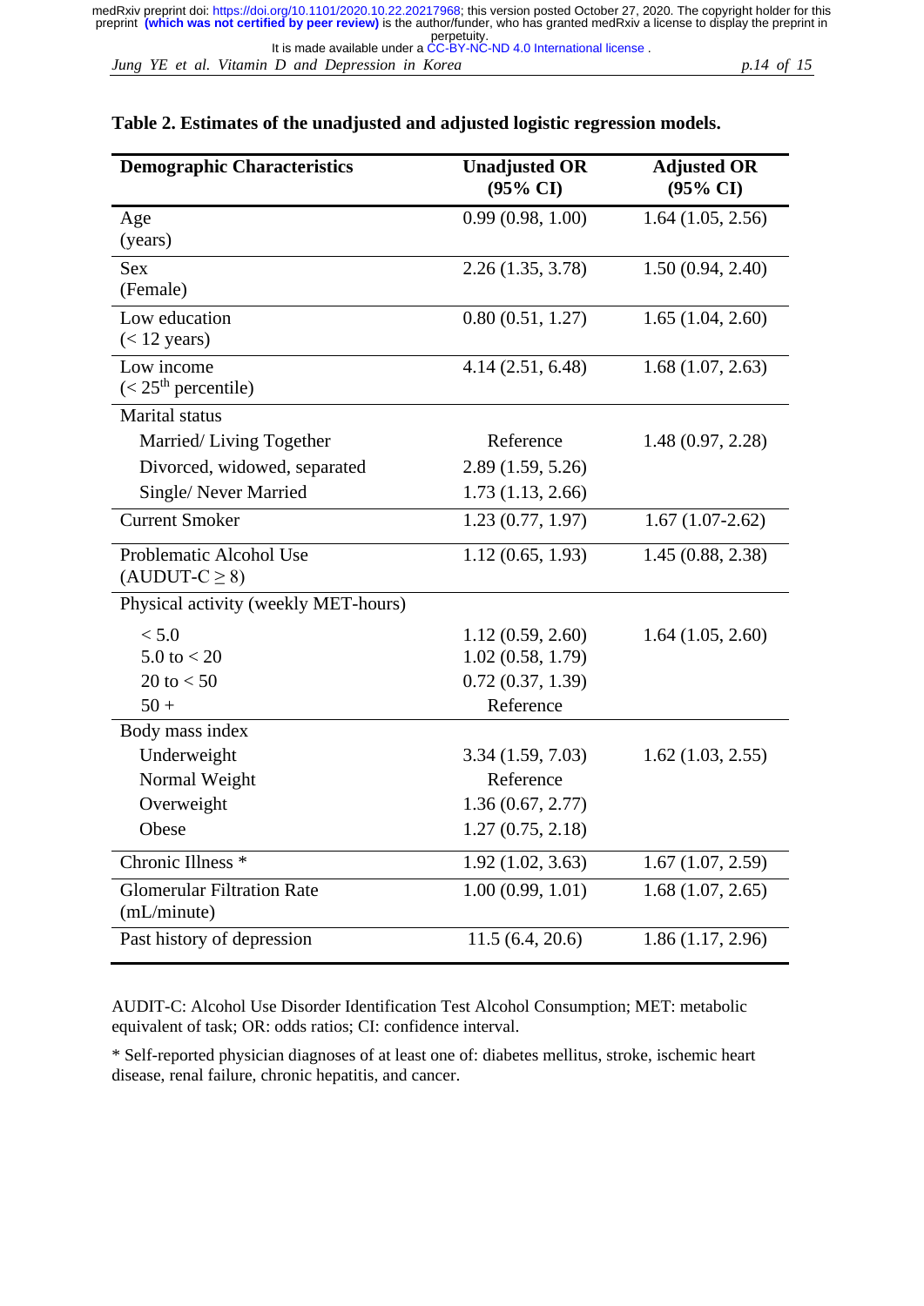**Table 2. Estimates of the unadjusted and adjusted logistic regression models.**

| Demographic Characteristics | Unadjusted OR (95% CI) | Adjusted OR (95% CI) |
|---|---|---|
| Age (years) | 0.99 (0.98, 1.00) | 1.64 (1.05, 2.56) |
| Sex (Female) | 2.26 (1.35, 3.78) | 1.50 (0.94, 2.40) |
| Low education (< 12 years) | 0.80 (0.51, 1.27) | 1.65 (1.04, 2.60) |
| Low income (< 25th percentile) | 4.14 (2.51, 6.48) | 1.68 (1.07, 2.63) |
| Marital status | | |
| Married/ Living Together | Reference | 1.48 (0.97, 2.28) |
| Divorced, widowed, separated | 2.89 (1.59, 5.26) | |
| Single/ Never Married | 1.73 (1.13, 2.66) | |
| Current Smoker | 1.23 (0.77, 1.97) | 1.67 (1.07-2.62) |
| Problematic Alcohol Use (AUDUT-C ≥ 8) | 1.12 (0.65, 1.93) | 1.45 (0.88, 2.38) |
| Physical activity (weekly MET-hours) | | |
| < 5.0 | 1.12 (0.59, 2.60) | 1.64 (1.05, 2.60) |
| 5.0 to < 20 | 1.02 (0.58, 1.79) | |
| 20 to < 50 | 0.72 (0.37, 1.39) | |
| 50 + | Reference | |
| Body mass index | | |
| Underweight | 3.34 (1.59, 7.03) | 1.62 (1.03, 2.55) |
| Normal Weight | Reference | |
| Overweight | 1.36 (0.67, 2.77) | |
| Obese | 1.27 (0.75, 2.18) | |
| Chronic Illness * | 1.92 (1.02, 3.63) | 1.67 (1.07, 2.59) |
| Glomerular Filtration Rate (mL/minute) | 1.00 (0.99, 1.01) | 1.68 (1.07, 2.65) |
| Past history of depression | 11.5 (6.4, 20.6) | 1.86 (1.17, 2.96) |

AUDIT-C: Alcohol Use Disorder Identification Test Alcohol Consumption; MET: metabolic equivalent of task; OR: odds ratios; CI: confidence interval.

* Self-reported physician diagnoses of at least one of: diabetes mellitus, stroke, ischemic heart disease, renal failure, chronic hepatitis, and cancer.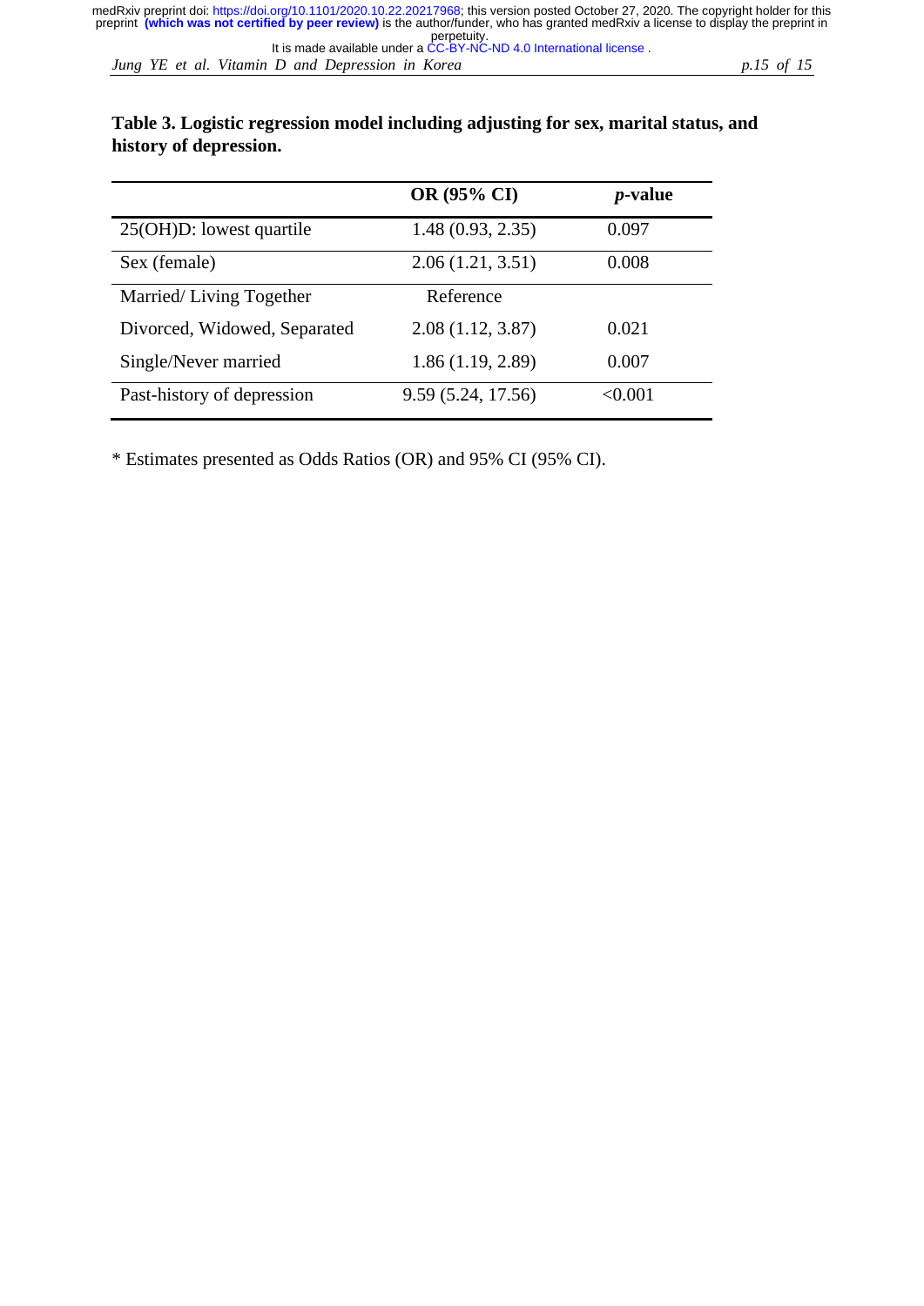**Table 3. Logistic regression model including adjusting for sex, marital status, and history of depression.**

| | OR (95% CI) | *p*-value |
|---|---|---|
| 25(OH)D: lowest quartile | 1.48 (0.93, 2.35) | 0.097 |
| Sex (female) | 2.06 (1.21, 3.51) | 0.008 |
| Married/ Living Together | Reference | |
| Divorced, Widowed, Separated | 2.08 (1.12, 3.87) | 0.021 |
| Single/Never married | 1.86 (1.19, 2.89) | 0.007 |
| Past-history of depression | 9.59 (5.24, 17.56) | <0.001 |

* Estimates presented as Odds Ratios (OR) and 95% CI (95% CI).